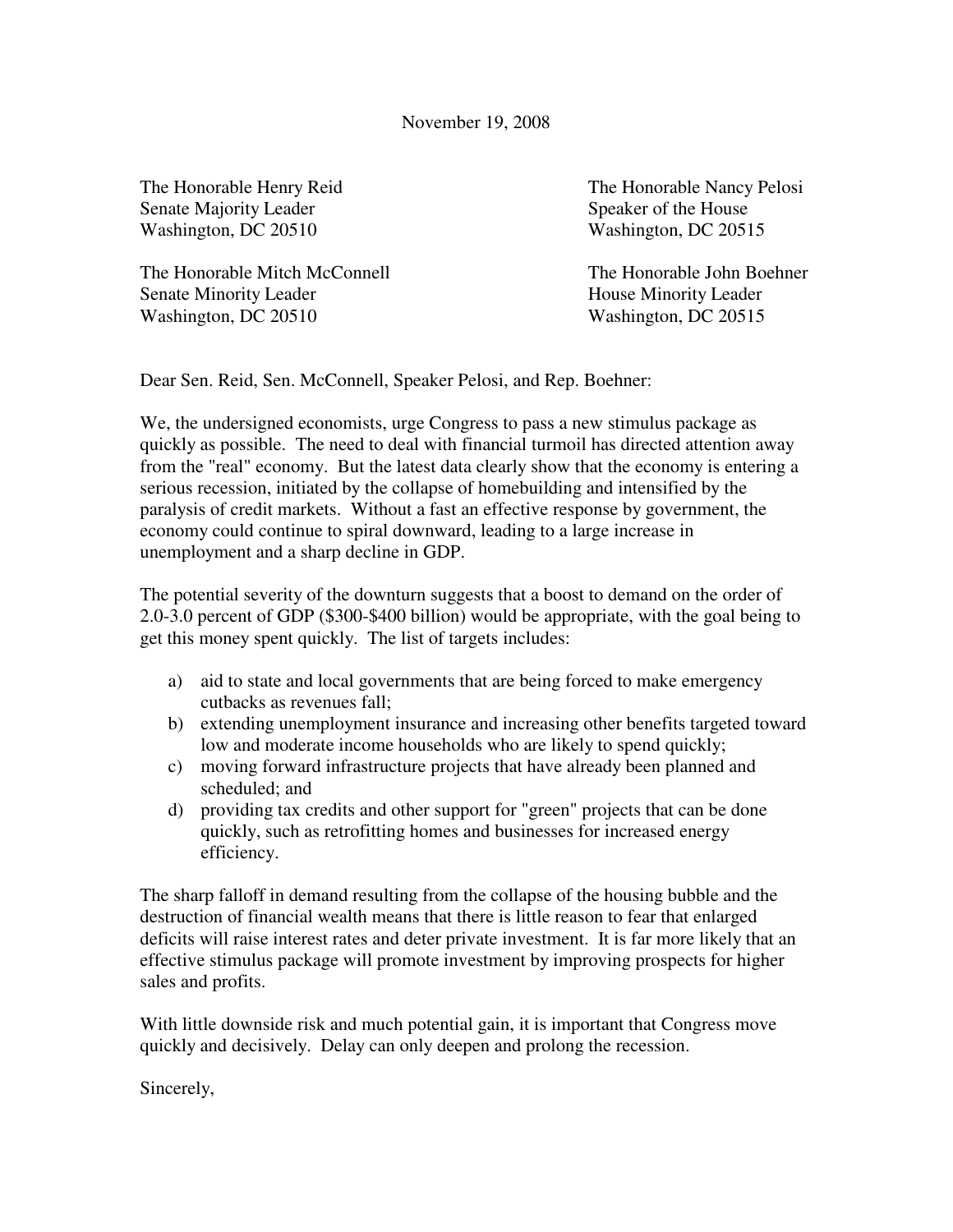November 19, 2008

The Honorable Henry Reid
Senate Majority Leader
Washington, DC 20510

The Honorable Mitch McConnell
Senate Minority Leader
Washington, DC 20510

The Honorable Nancy Pelosi
Speaker of the House
Washington, DC 20515

The Honorable John Boehner
House Minority Leader
Washington, DC 20515

Dear Sen. Reid, Sen. McConnell, Speaker Pelosi, and Rep. Boehner:

We, the undersigned economists, urge Congress to pass a new stimulus package as quickly as possible. The need to deal with financial turmoil has directed attention away from the "real" economy. But the latest data clearly show that the economy is entering a serious recession, initiated by the collapse of homebuilding and intensified by the paralysis of credit markets. Without a fast an effective response by government, the economy could continue to spiral downward, leading to a large increase in unemployment and a sharp decline in GDP.

The potential severity of the downturn suggests that a boost to demand on the order of 2.0-3.0 percent of GDP ($300-$400 billion) would be appropriate, with the goal being to get this money spent quickly. The list of targets includes:

a) aid to state and local governments that are being forced to make emergency cutbacks as revenues fall;
b) extending unemployment insurance and increasing other benefits targeted toward low and moderate income households who are likely to spend quickly;
c) moving forward infrastructure projects that have already been planned and scheduled; and
d) providing tax credits and other support for "green" projects that can be done quickly, such as retrofitting homes and businesses for increased energy efficiency.

The sharp falloff in demand resulting from the collapse of the housing bubble and the destruction of financial wealth means that there is little reason to fear that enlarged deficits will raise interest rates and deter private investment. It is far more likely that an effective stimulus package will promote investment by improving prospects for higher sales and profits.

With little downside risk and much potential gain, it is important that Congress move quickly and decisively. Delay can only deepen and prolong the recession.

Sincerely,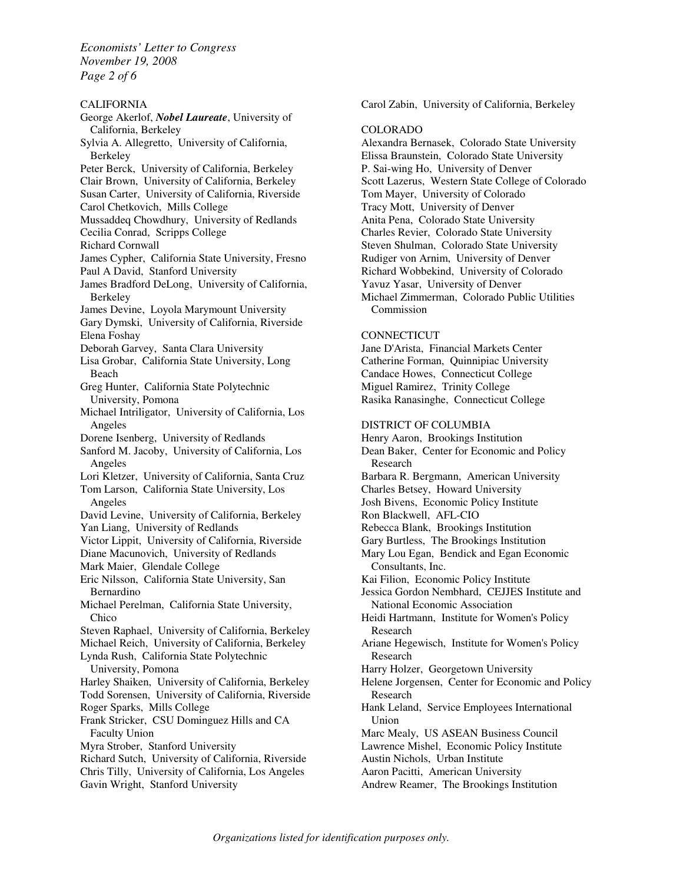CALIFORNIA

George Akerlof, ***Nobel Laureate***, University of California, Berkeley
Sylvia A. Allegretto, University of California, Berkeley
Peter Berck, University of California, Berkeley
Clair Brown, University of California, Berkeley
Susan Carter, University of California, Riverside
Carol Chetkovich, Mills College
Mussaddeq Chowdhury, University of Redlands
Cecilia Conrad, Scripps College
Richard Cornwall
James Cypher, California State University, Fresno
Paul A David, Stanford University
James Bradford DeLong, University of California, Berkeley
James Devine, Loyola Marymount University
Gary Dymski, University of California, Riverside
Elena Foshay
Deborah Garvey, Santa Clara University
Lisa Grobar, California State University, Long Beach
Greg Hunter, California State Polytechnic University, Pomona
Michael Intriligator, University of California, Los Angeles
Dorene Isenberg, University of Redlands
Sanford M. Jacoby, University of California, Los Angeles
Lori Kletzer, University of California, Santa Cruz
Tom Larson, California State University, Los Angeles
David Levine, University of California, Berkeley
Yan Liang, University of Redlands
Victor Lippit, University of California, Riverside
Diane Macunovich, University of Redlands
Mark Maier, Glendale College
Eric Nilsson, California State University, San Bernardino
Michael Perelman, California State University, Chico
Steven Raphael, University of California, Berkeley
Michael Reich, University of California, Berkeley
Lynda Rush, California State Polytechnic University, Pomona
Harley Shaiken, University of California, Berkeley
Todd Sorensen, University of California, Riverside
Roger Sparks, Mills College
Frank Stricker, CSU Dominguez Hills and CA Faculty Union
Myra Strober, Stanford University
Richard Sutch, University of California, Riverside
Chris Tilly, University of California, Los Angeles
Gavin Wright, Stanford University
Carol Zabin, University of California, Berkeley

COLORADO

Alexandra Bernasek, Colorado State University
Elissa Braunstein, Colorado State University
P. Sai-wing Ho, University of Denver
Scott Lazerus, Western State College of Colorado
Tom Mayer, University of Colorado
Tracy Mott, University of Denver
Anita Pena, Colorado State University
Charles Revier, Colorado State University
Steven Shulman, Colorado State University
Rudiger von Arnim, University of Denver
Richard Wobbekind, University of Colorado
Yavuz Yasar, University of Denver
Michael Zimmerman, Colorado Public Utilities Commission

CONNECTICUT

Jane D'Arista, Financial Markets Center
Catherine Forman, Quinnipiac University
Candace Howes, Connecticut College
Miguel Ramirez, Trinity College
Rasika Ranasinghe, Connecticut College

DISTRICT OF COLUMBIA

Henry Aaron, Brookings Institution
Dean Baker, Center for Economic and Policy Research
Barbara R. Bergmann, American University
Charles Betsey, Howard University
Josh Bivens, Economic Policy Institute
Ron Blackwell, AFL-CIO
Rebecca Blank, Brookings Institution
Gary Burtless, The Brookings Institution
Mary Lou Egan, Bendick and Egan Economic Consultants, Inc.
Kai Filion, Economic Policy Institute
Jessica Gordon Nembhard, CEJJES Institute and National Economic Association
Heidi Hartmann, Institute for Women's Policy Research
Ariane Hegewisch, Institute for Women's Policy Research
Harry Holzer, Georgetown University
Helene Jorgensen, Center for Economic and Policy Research
Hank Leland, Service Employees International Union
Marc Mealy, US ASEAN Business Council
Lawrence Mishel, Economic Policy Institute
Austin Nichols, Urban Institute
Aaron Pacitti, American University
Andrew Reamer, The Brookings Institution

*Organizations listed for identification purposes only.*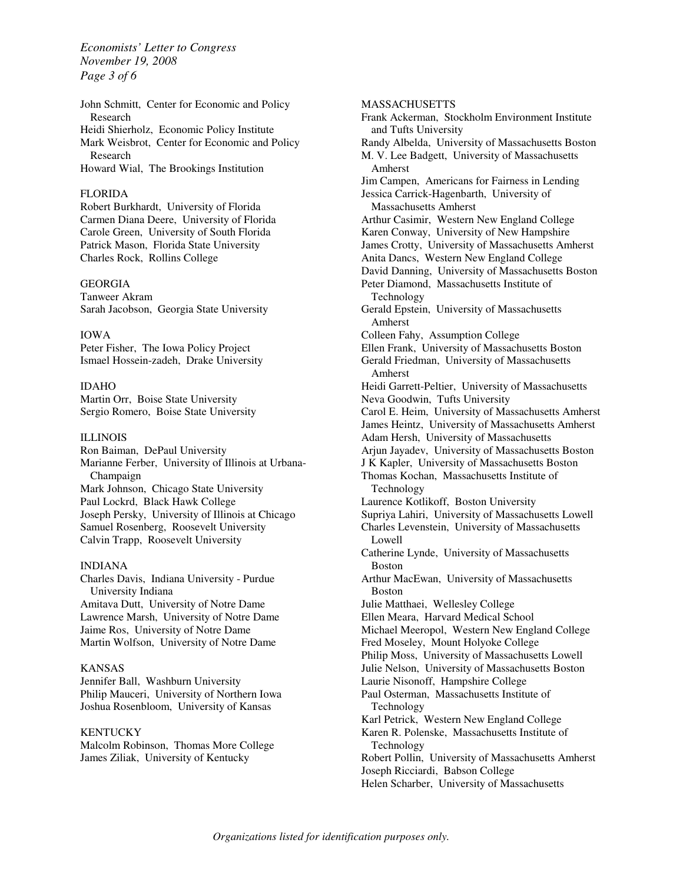John Schmitt, Center for Economic and Policy Research
Heidi Shierholz, Economic Policy Institute
Mark Weisbrot, Center for Economic and Policy Research
Howard Wial, The Brookings Institution

FLORIDA

Robert Burkhardt, University of Florida
Carmen Diana Deere, University of Florida
Carole Green, University of South Florida
Patrick Mason, Florida State University
Charles Rock, Rollins College

GEORGIA

Tanweer Akram
Sarah Jacobson, Georgia State University

IOWA

Peter Fisher, The Iowa Policy Project
Ismael Hossein-zadeh, Drake University

IDAHO

Martin Orr, Boise State University
Sergio Romero, Boise State University

ILLINOIS

Ron Baiman, DePaul University
Marianne Ferber, University of Illinois at Urbana-Champaign
Mark Johnson, Chicago State University
Paul Lockrd, Black Hawk College
Joseph Persky, University of Illinois at Chicago
Samuel Rosenberg, Roosevelt University
Calvin Trapp, Roosevelt University

INDIANA

Charles Davis, Indiana University - Purdue University Indiana
Amitava Dutt, University of Notre Dame
Lawrence Marsh, University of Notre Dame
Jaime Ros, University of Notre Dame
Martin Wolfson, University of Notre Dame

KANSAS

Jennifer Ball, Washburn University
Philip Mauceri, University of Northern Iowa
Joshua Rosenbloom, University of Kansas

KENTUCKY

Malcolm Robinson, Thomas More College
James Ziliak, University of Kentucky

MASSACHUSETTS

Frank Ackerman, Stockholm Environment Institute and Tufts University
Randy Albelda, University of Massachusetts Boston
M. V. Lee Badgett, University of Massachusetts Amherst
Jim Campen, Americans for Fairness in Lending
Jessica Carrick-Hagenbarth, University of Massachusetts Amherst
Arthur Casimir, Western New England College
Karen Conway, University of New Hampshire
James Crotty, University of Massachusetts Amherst
Anita Dancs, Western New England College
David Danning, University of Massachusetts Boston
Peter Diamond, Massachusetts Institute of Technology
Gerald Epstein, University of Massachusetts Amherst
Colleen Fahy, Assumption College
Ellen Frank, University of Massachusetts Boston
Gerald Friedman, University of Massachusetts Amherst
Heidi Garrett-Peltier, University of Massachusetts
Neva Goodwin, Tufts University
Carol E. Heim, University of Massachusetts Amherst
James Heintz, University of Massachusetts Amherst
Adam Hersh, University of Massachusetts
Arjun Jayadev, University of Massachusetts Boston
J K Kapler, University of Massachusetts Boston
Thomas Kochan, Massachusetts Institute of Technology
Laurence Kotlikoff, Boston University
Supriya Lahiri, University of Massachusetts Lowell
Charles Levenstein, University of Massachusetts Lowell
Catherine Lynde, University of Massachusetts Boston
Arthur MacEwan, University of Massachusetts Boston
Julie Matthaei, Wellesley College
Ellen Meara, Harvard Medical School
Michael Meeropol, Western New England College
Fred Moseley, Mount Holyoke College
Philip Moss, University of Massachusetts Lowell
Julie Nelson, University of Massachusetts Boston
Laurie Nisonoff, Hampshire College
Paul Osterman, Massachusetts Institute of Technology
Karl Petrick, Western New England College
Karen R. Polenske, Massachusetts Institute of Technology
Robert Pollin, University of Massachusetts Amherst
Joseph Ricciardi, Babson College
Helen Scharber, University of Massachusetts

*Organizations listed for identification purposes only.*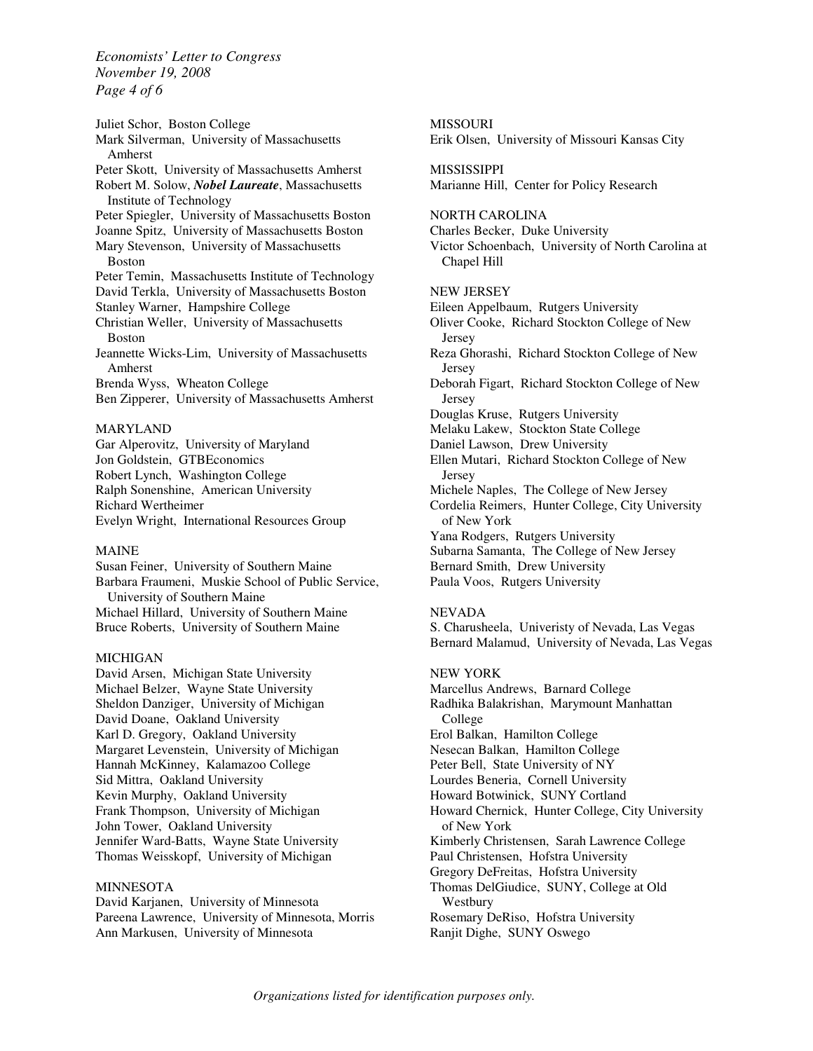Juliet Schor, Boston College
Mark Silverman, University of Massachusetts Amherst
Peter Skott, University of Massachusetts Amherst
Robert M. Solow, ***Nobel Laureate***, Massachusetts Institute of Technology
Peter Spiegler, University of Massachusetts Boston
Joanne Spitz, University of Massachusetts Boston
Mary Stevenson, University of Massachusetts Boston
Peter Temin, Massachusetts Institute of Technology
David Terkla, University of Massachusetts Boston
Stanley Warner, Hampshire College
Christian Weller, University of Massachusetts Boston
Jeannette Wicks-Lim, University of Massachusetts Amherst
Brenda Wyss, Wheaton College
Ben Zipperer, University of Massachusetts Amherst

MARYLAND

Gar Alperovitz, University of Maryland
Jon Goldstein, GTBEconomics
Robert Lynch, Washington College
Ralph Sonenshine, American University
Richard Wertheimer
Evelyn Wright, International Resources Group

MAINE

Susan Feiner, University of Southern Maine
Barbara Fraumeni, Muskie School of Public Service, University of Southern Maine
Michael Hillard, University of Southern Maine
Bruce Roberts, University of Southern Maine

MICHIGAN

David Arsen, Michigan State University
Michael Belzer, Wayne State University
Sheldon Danziger, University of Michigan
David Doane, Oakland University
Karl D. Gregory, Oakland University
Margaret Levenstein, University of Michigan
Hannah McKinney, Kalamazoo College
Sid Mittra, Oakland University
Kevin Murphy, Oakland University
Frank Thompson, University of Michigan
John Tower, Oakland University
Jennifer Ward-Batts, Wayne State University
Thomas Weisskopf, University of Michigan

MINNESOTA

David Karjanen, University of Minnesota
Pareena Lawrence, University of Minnesota, Morris
Ann Markusen, University of Minnesota

MISSOURI

Erik Olsen, University of Missouri Kansas City

MISSISSIPPI

Marianne Hill, Center for Policy Research

NORTH CAROLINA

Charles Becker, Duke University
Victor Schoenbach, University of North Carolina at Chapel Hill

NEW JERSEY

Eileen Appelbaum, Rutgers University
Oliver Cooke, Richard Stockton College of New Jersey
Reza Ghorashi, Richard Stockton College of New Jersey
Deborah Figart, Richard Stockton College of New Jersey
Douglas Kruse, Rutgers University
Melaku Lakew, Stockton State College
Daniel Lawson, Drew University
Ellen Mutari, Richard Stockton College of New Jersey
Michele Naples, The College of New Jersey
Cordelia Reimers, Hunter College, City University of New York
Yana Rodgers, Rutgers University
Subarna Samanta, The College of New Jersey
Bernard Smith, Drew University
Paula Voos, Rutgers University

NEVADA

S. Charusheela, Univeristy of Nevada, Las Vegas
Bernard Malamud, University of Nevada, Las Vegas

NEW YORK

Marcellus Andrews, Barnard College
Radhika Balakrishan, Marymount Manhattan College
Erol Balkan, Hamilton College
Nesecan Balkan, Hamilton College
Peter Bell, State University of NY
Lourdes Beneria, Cornell University
Howard Botwinick, SUNY Cortland
Howard Chernick, Hunter College, City University of New York
Kimberly Christensen, Sarah Lawrence College
Paul Christensen, Hofstra University
Gregory DeFreitas, Hofstra University
Thomas DelGiudice, SUNY, College at Old Westbury
Rosemary DeRiso, Hofstra University
Ranjit Dighe, SUNY Oswego

*Organizations listed for identification purposes only.*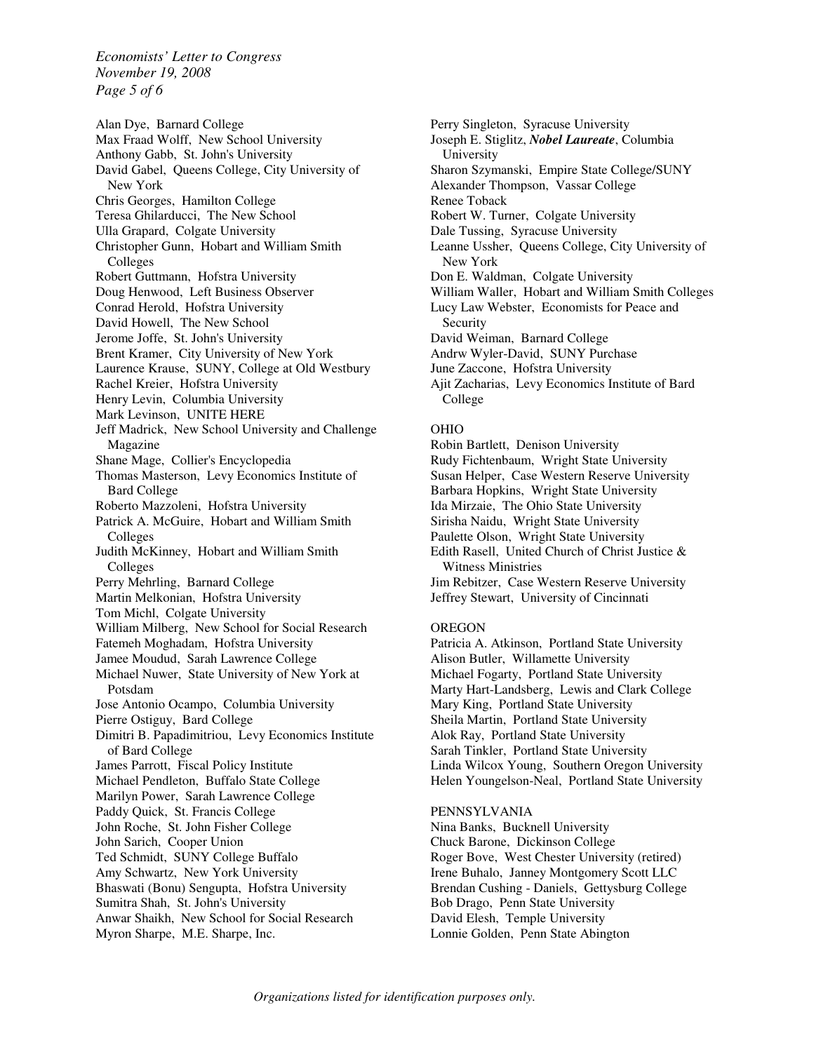Alan Dye, Barnard College
Max Fraad Wolff, New School University
Anthony Gabb, St. John's University
David Gabel, Queens College, City University of New York
Chris Georges, Hamilton College
Teresa Ghilarducci, The New School
Ulla Grapard, Colgate University
Christopher Gunn, Hobart and William Smith Colleges
Robert Guttmann, Hofstra University
Doug Henwood, Left Business Observer
Conrad Herold, Hofstra University
David Howell, The New School
Jerome Joffe, St. John's University
Brent Kramer, City University of New York
Laurence Krause, SUNY, College at Old Westbury
Rachel Kreier, Hofstra University
Henry Levin, Columbia University
Mark Levinson, UNITE HERE
Jeff Madrick, New School University and Challenge Magazine
Shane Mage, Collier's Encyclopedia
Thomas Masterson, Levy Economics Institute of Bard College
Roberto Mazzoleni, Hofstra University
Patrick A. McGuire, Hobart and William Smith Colleges
Judith McKinney, Hobart and William Smith Colleges
Perry Mehrling, Barnard College
Martin Melkonian, Hofstra University
Tom Michl, Colgate University
William Milberg, New School for Social Research
Fatemeh Moghadam, Hofstra University
Jamee Moudud, Sarah Lawrence College
Michael Nuwer, State University of New York at Potsdam
Jose Antonio Ocampo, Columbia University
Pierre Ostiguy, Bard College
Dimitri B. Papadimitriou, Levy Economics Institute of Bard College
James Parrott, Fiscal Policy Institute
Michael Pendleton, Buffalo State College
Marilyn Power, Sarah Lawrence College
Paddy Quick, St. Francis College
John Roche, St. John Fisher College
John Sarich, Cooper Union
Ted Schmidt, SUNY College Buffalo
Amy Schwartz, New York University
Bhaswati (Bonu) Sengupta, Hofstra University
Sumitra Shah, St. John's University
Anwar Shaikh, New School for Social Research
Myron Sharpe, M.E. Sharpe, Inc.
Perry Singleton, Syracuse University
Joseph E. Stiglitz, ***Nobel Laureate***, Columbia University
Sharon Szymanski, Empire State College/SUNY
Alexander Thompson, Vassar College
Renee Toback
Robert W. Turner, Colgate University
Dale Tussing, Syracuse University
Leanne Ussher, Queens College, City University of New York
Don E. Waldman, Colgate University
William Waller, Hobart and William Smith Colleges
Lucy Law Webster, Economists for Peace and Security
David Weiman, Barnard College
Andrw Wyler-David, SUNY Purchase
June Zaccone, Hofstra University
Ajit Zacharias, Levy Economics Institute of Bard College

OHIO

Robin Bartlett, Denison University
Rudy Fichtenbaum, Wright State University
Susan Helper, Case Western Reserve University
Barbara Hopkins, Wright State University
Ida Mirzaie, The Ohio State University
Sirisha Naidu, Wright State University
Paulette Olson, Wright State University
Edith Rasell, United Church of Christ Justice & Witness Ministries
Jim Rebitzer, Case Western Reserve University
Jeffrey Stewart, University of Cincinnati

OREGON

Patricia A. Atkinson, Portland State University
Alison Butler, Willamette University
Michael Fogarty, Portland State University
Marty Hart-Landsberg, Lewis and Clark College
Mary King, Portland State University
Sheila Martin, Portland State University
Alok Ray, Portland State University
Sarah Tinkler, Portland State University
Linda Wilcox Young, Southern Oregon University
Helen Youngelson-Neal, Portland State University

PENNSYLVANIA

Nina Banks, Bucknell University
Chuck Barone, Dickinson College
Roger Bove, West Chester University (retired)
Irene Buhalo, Janney Montgomery Scott LLC
Brendan Cushing - Daniels, Gettysburg College
Bob Drago, Penn State University
David Elesh, Temple University
Lonnie Golden, Penn State Abington

*Organizations listed for identification purposes only.*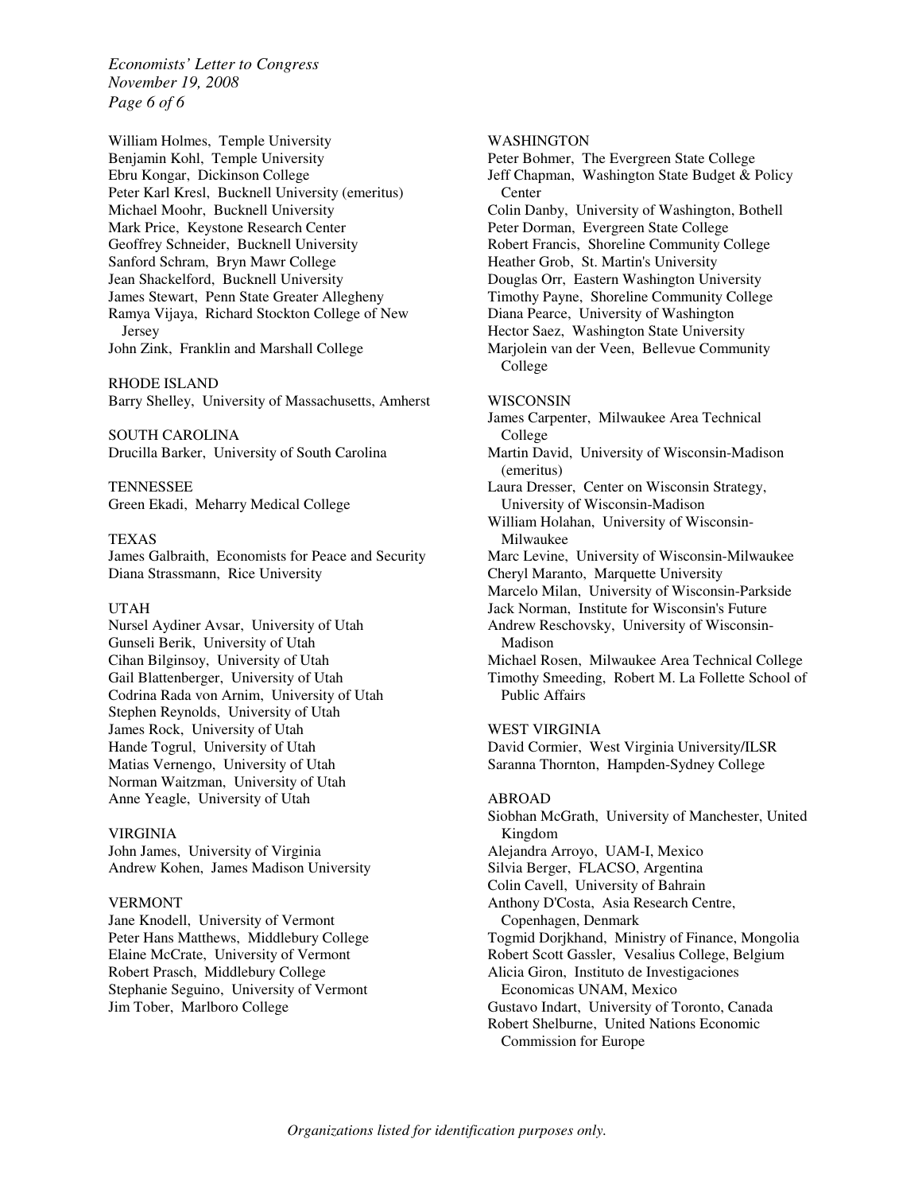William Holmes, Temple University
Benjamin Kohl, Temple University
Ebru Kongar, Dickinson College
Peter Karl Kresl, Bucknell University (emeritus)
Michael Moohr, Bucknell University
Mark Price, Keystone Research Center
Geoffrey Schneider, Bucknell University
Sanford Schram, Bryn Mawr College
Jean Shackelford, Bucknell University
James Stewart, Penn State Greater Allegheny
Ramya Vijaya, Richard Stockton College of New Jersey
John Zink, Franklin and Marshall College

RHODE ISLAND
Barry Shelley, University of Massachusetts, Amherst

SOUTH CAROLINA
Drucilla Barker, University of South Carolina

TENNESSEE
Green Ekadi, Meharry Medical College

TEXAS
James Galbraith, Economists for Peace and Security
Diana Strassmann, Rice University

UTAH
Nursel Aydiner Avsar, University of Utah
Gunseli Berik, University of Utah
Cihan Bilginsoy, University of Utah
Gail Blattenberger, University of Utah
Codrina Rada von Arnim, University of Utah
Stephen Reynolds, University of Utah
James Rock, University of Utah
Hande Togrul, University of Utah
Matias Vernengo, University of Utah
Norman Waitzman, University of Utah
Anne Yeagle, University of Utah

VIRGINIA
John James, University of Virginia
Andrew Kohen, James Madison University

VERMONT
Jane Knodell, University of Vermont
Peter Hans Matthews, Middlebury College
Elaine McCrate, University of Vermont
Robert Prasch, Middlebury College
Stephanie Seguino, University of Vermont
Jim Tober, Marlboro College

WASHINGTON
Peter Bohmer, The Evergreen State College
Jeff Chapman, Washington State Budget & Policy Center
Colin Danby, University of Washington, Bothell
Peter Dorman, Evergreen State College
Robert Francis, Shoreline Community College
Heather Grob, St. Martin's University
Douglas Orr, Eastern Washington University
Timothy Payne, Shoreline Community College
Diana Pearce, University of Washington
Hector Saez, Washington State University
Marjolein van der Veen, Bellevue Community College

WISCONSIN
James Carpenter, Milwaukee Area Technical College
Martin David, University of Wisconsin-Madison (emeritus)
Laura Dresser, Center on Wisconsin Strategy, University of Wisconsin-Madison
William Holahan, University of Wisconsin-Milwaukee
Marc Levine, University of Wisconsin-Milwaukee
Cheryl Maranto, Marquette University
Marcelo Milan, University of Wisconsin-Parkside
Jack Norman, Institute for Wisconsin's Future
Andrew Reschovsky, University of Wisconsin-Madison
Michael Rosen, Milwaukee Area Technical College
Timothy Smeeding, Robert M. La Follette School of Public Affairs

WEST VIRGINIA
David Cormier, West Virginia University/ILSR
Saranna Thornton, Hampden-Sydney College

ABROAD
Siobhan McGrath, University of Manchester, United Kingdom
Alejandra Arroyo, UAM-I, Mexico
Silvia Berger, FLACSO, Argentina
Colin Cavell, University of Bahrain
Anthony D'Costa, Asia Research Centre, Copenhagen, Denmark
Togmid Dorjkhand, Ministry of Finance, Mongolia
Robert Scott Gassler, Vesalius College, Belgium
Alicia Giron, Instituto de Investigaciones Economicas UNAM, Mexico
Gustavo Indart, University of Toronto, Canada
Robert Shelburne, United Nations Economic Commission for Europe

*Organizations listed for identification purposes only.*